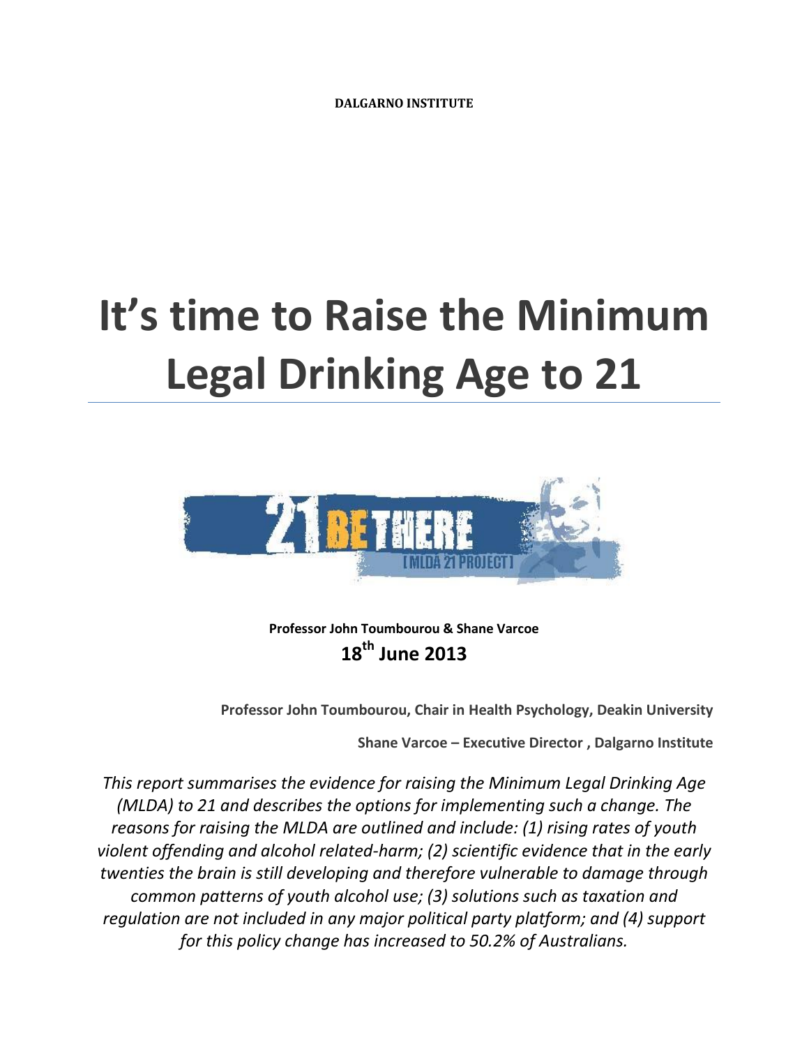**DALGARNO INSTITUTE**

# It's time to Raise the Minimum Legal Drinking Age to 21

**Professor John Toumbourou & Shane Varcoe**

**18th June 2013**

**Professor John Toumbourou, Chair in Health Psychology, Deakin University**

**Shane Varcoe – Executive Director , Dalgarno Institute**

*This report summarises the evidence for raising the Minimum Legal Drinking Age (MLDA) to 21 and describes the options for implementing such a change. The reasons for raising the MLDA are outlined and include: (1) rising rates of youth violent offending and alcohol related-harm; (2) scientific evidence that in the early twenties the brain is still developing and therefore vulnerable to damage through common patterns of youth alcohol use; (3) solutions such as taxation and regulation are not included in any major political party platform; and (4) support for this policy change has increased to 50.2% of Australians.*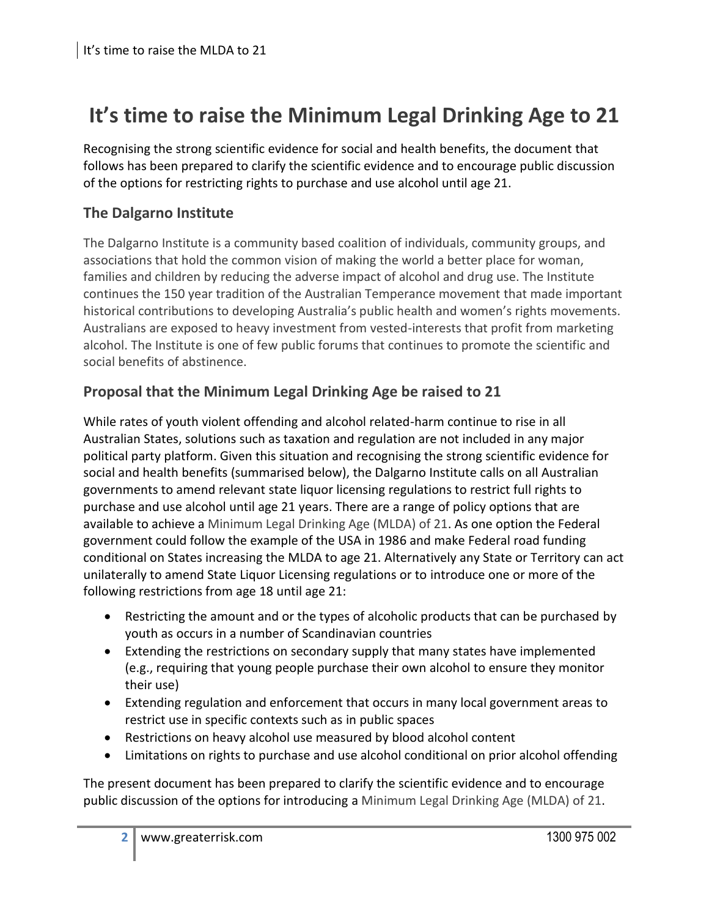# It's time to raise the Minimum Legal Drinking Age to 21

Recognising the strong scientific evidence for social and health benefits, the document that follows has been prepared to clarify the scientific evidence and to encourage public discussion of the options for restricting rights to purchase and use alcohol until age 21.

## The Dalgarno Institute

The Dalgarno Institute is a community based coalition of individuals, community groups, and associations that hold the common vision of making the world a better place for woman, families and children by reducing the adverse impact of alcohol and drug use. The Institute continues the 150 year tradition of the Australian Temperance movement that made important historical contributions to developing Australia's public health and women's rights movements. Australians are exposed to heavy investment from vested-interests that profit from marketing alcohol. The Institute is one of few public forums that continues to promote the scientific and social benefits of abstinence.

## Proposal that the Minimum Legal Drinking Age be raised to 21

While rates of youth violent offending and alcohol related-harm continue to rise in all Australian States, solutions such as taxation and regulation are not included in any major political party platform. Given this situation and recognising the strong scientific evidence for social and health benefits (summarised below), the Dalgarno Institute calls on all Australian governments to amend relevant state liquor licensing regulations to restrict full rights to purchase and use alcohol until age 21 years. There are a range of policy options that are available to achieve a Minimum Legal Drinking Age (MLDA) of 21. As one option the Federal government could follow the example of the USA in 1986 and make Federal road funding conditional on States increasing the MLDA to age 21. Alternatively any State or Territory can act unilaterally to amend State Liquor Licensing regulations or to introduce one or more of the following restrictions from age 18 until age 21:

- Restricting the amount and or the types of alcoholic products that can be purchased by youth as occurs in a number of Scandinavian countries
- Extending the restrictions on secondary supply that many states have implemented (e.g., requiring that young people purchase their own alcohol to ensure they monitor their use)
- Extending regulation and enforcement that occurs in many local government areas to restrict use in specific contexts such as in public spaces
- Restrictions on heavy alcohol use measured by blood alcohol content
- Limitations on rights to purchase and use alcohol conditional on prior alcohol offending

The present document has been prepared to clarify the scientific evidence and to encourage public discussion of the options for introducing a Minimum Legal Drinking Age (MLDA) of 21.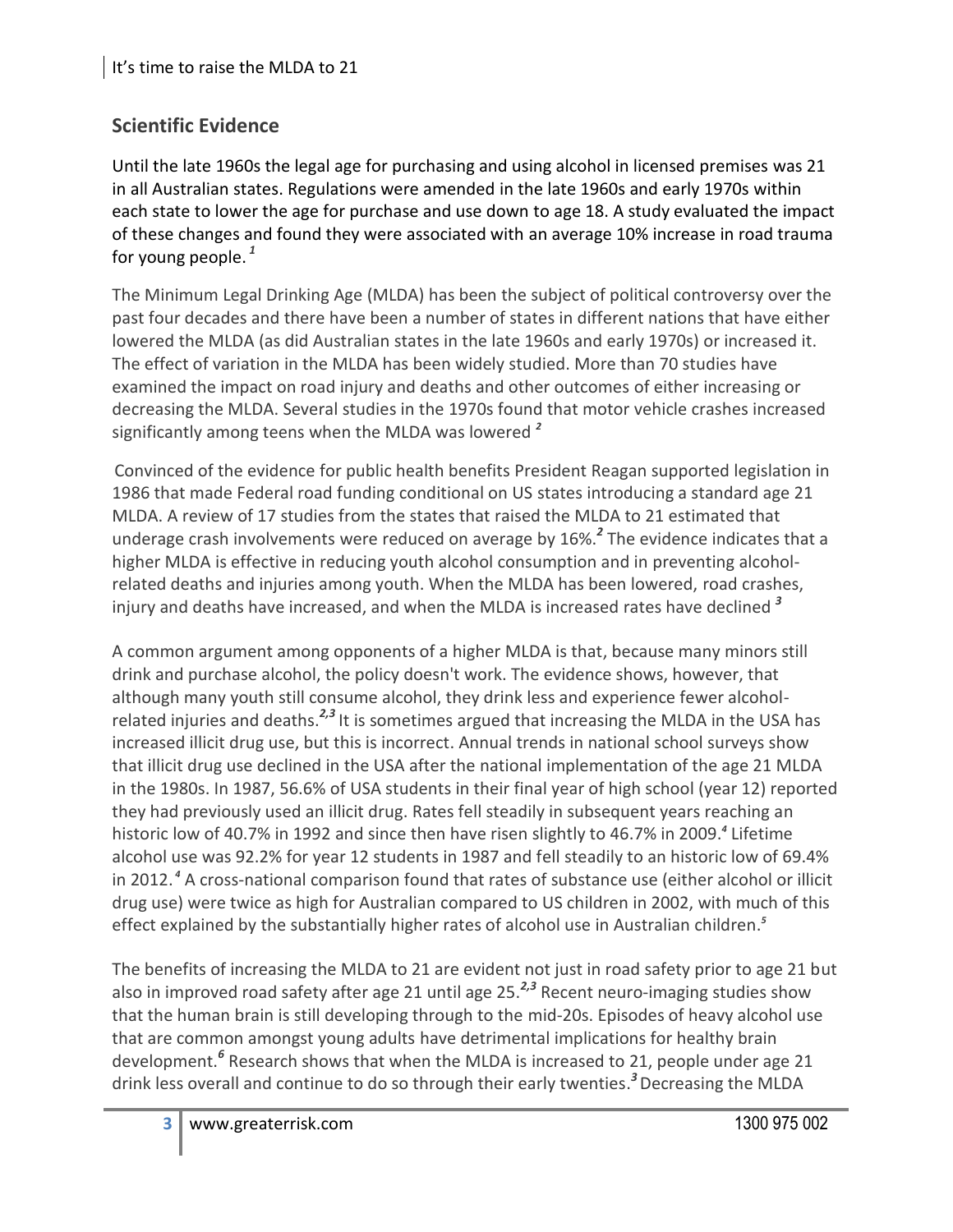## Scientific Evidence

Until the late 1960s the legal age for purchasing and using alcohol in licensed premises was 21 in all Australian states. Regulations were amended in the late 1960s and early 1970s within each state to lower the age for purchase and use down to age 18. A study evaluated the impact of these changes and found they were associated with an average 10% increase in road trauma for young people.[1]

The Minimum Legal Drinking Age (MLDA) has been the subject of political controversy over the past four decades and there have been a number of states in different nations that have either lowered the MLDA (as did Australian states in the late 1960s and early 1970s) or increased it. The effect of variation in the MLDA has been widely studied. More than 70 studies have examined the impact on road injury and deaths and other outcomes of either increasing or decreasing the MLDA. Several studies in the 1970s found that motor vehicle crashes increased significantly among teens when the MLDA was lowered [2]

Convinced of the evidence for public health benefits President Reagan supported legislation in 1986 that made Federal road funding conditional on US states introducing a standard age 21 MLDA. A review of 17 studies from the states that raised the MLDA to 21 estimated that underage crash involvements were reduced on average by 16%.[2] The evidence indicates that a higher MLDA is effective in reducing youth alcohol consumption and in preventing alcohol-related deaths and injuries among youth. When the MLDA has been lowered, road crashes, injury and deaths have increased, and when the MLDA is increased rates have declined [3]

A common argument among opponents of a higher MLDA is that, because many minors still drink and purchase alcohol, the policy doesn't work. The evidence shows, however, that although many youth still consume alcohol, they drink less and experience fewer alcohol-related injuries and deaths.[2,3] It is sometimes argued that increasing the MLDA in the USA has increased illicit drug use, but this is incorrect. Annual trends in national school surveys show that illicit drug use declined in the USA after the national implementation of the age 21 MLDA in the 1980s. In 1987, 56.6% of USA students in their final year of high school (year 12) reported they had previously used an illicit drug. Rates fell steadily in subsequent years reaching an historic low of 40.7% in 1992 and since then have risen slightly to 46.7% in 2009.[4] Lifetime alcohol use was 92.2% for year 12 students in 1987 and fell steadily to an historic low of 69.4% in 2012.[4] A cross-national comparison found that rates of substance use (either alcohol or illicit drug use) were twice as high for Australian compared to US children in 2002, with much of this effect explained by the substantially higher rates of alcohol use in Australian children.[5]

The benefits of increasing the MLDA to 21 are evident not just in road safety prior to age 21 but also in improved road safety after age 21 until age 25.[2,3] Recent neuro-imaging studies show that the human brain is still developing through to the mid-20s. Episodes of heavy alcohol use that are common amongst young adults have detrimental implications for healthy brain development.[6] Research shows that when the MLDA is increased to 21, people under age 21 drink less overall and continue to do so through their early twenties.[3] Decreasing the MLDA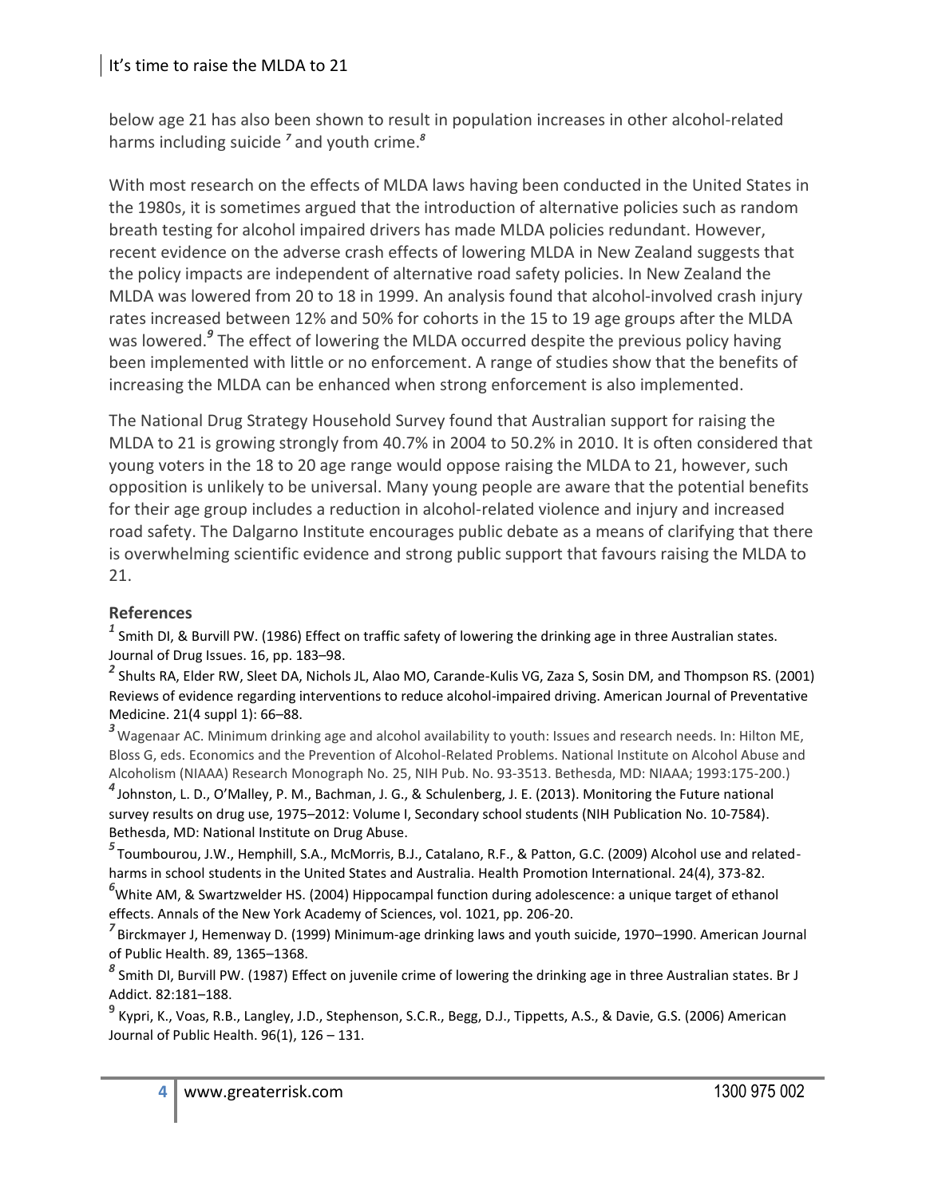below age 21 has also been shown to result in population increases in other alcohol-related harms including suicide [7] and youth crime.[8]

With most research on the effects of MLDA laws having been conducted in the United States in the 1980s, it is sometimes argued that the introduction of alternative policies such as random breath testing for alcohol impaired drivers has made MLDA policies redundant. However, recent evidence on the adverse crash effects of lowering MLDA in New Zealand suggests that the policy impacts are independent of alternative road safety policies. In New Zealand the MLDA was lowered from 20 to 18 in 1999. An analysis found that alcohol-involved crash injury rates increased between 12% and 50% for cohorts in the 15 to 19 age groups after the MLDA was lowered.[9] The effect of lowering the MLDA occurred despite the previous policy having been implemented with little or no enforcement. A range of studies show that the benefits of increasing the MLDA can be enhanced when strong enforcement is also implemented.

The National Drug Strategy Household Survey found that Australian support for raising the MLDA to 21 is growing strongly from 40.7% in 2004 to 50.2% in 2010. It is often considered that young voters in the 18 to 20 age range would oppose raising the MLDA to 21, however, such opposition is unlikely to be universal. Many young people are aware that the potential benefits for their age group includes a reduction in alcohol-related violence and injury and increased road safety. The Dalgarno Institute encourages public debate as a means of clarifying that there is overwhelming scientific evidence and strong public support that favours raising the MLDA to 21.

**References**

[1] Smith DI, & Burvill PW. (1986) Effect on traffic safety of lowering the drinking age in three Australian states. Journal of Drug Issues. 16, pp. 183–98.

[2] Shults RA, Elder RW, Sleet DA, Nichols JL, Alao MO, Carande-Kulis VG, Zaza S, Sosin DM, and Thompson RS. (2001) Reviews of evidence regarding interventions to reduce alcohol-impaired driving. American Journal of Preventative Medicine. 21(4 suppl 1): 66–88.

[3] Wagenaar AC. Minimum drinking age and alcohol availability to youth: Issues and research needs. In: Hilton ME, Bloss G, eds. Economics and the Prevention of Alcohol-Related Problems. National Institute on Alcohol Abuse and Alcoholism (NIAAA) Research Monograph No. 25, NIH Pub. No. 93-3513. Bethesda, MD: NIAAA; 1993:175-200.)

[4] Johnston, L. D., O'Malley, P. M., Bachman, J. G., & Schulenberg, J. E. (2013). Monitoring the Future national survey results on drug use, 1975–2012: Volume I, Secondary school students (NIH Publication No. 10-7584). Bethesda, MD: National Institute on Drug Abuse.

[5] Toumbourou, J.W., Hemphill, S.A., McMorris, B.J., Catalano, R.F., & Patton, G.C. (2009) Alcohol use and related-harms in school students in the United States and Australia. Health Promotion International. 24(4), 373-82.

[6] White AM, & Swartzwelder HS. (2004) Hippocampal function during adolescence: a unique target of ethanol effects. Annals of the New York Academy of Sciences, vol. 1021, pp. 206-20.

[7] Birckmayer J, Hemenway D. (1999) Minimum-age drinking laws and youth suicide, 1970–1990. American Journal of Public Health. 89, 1365–1368.

[8] Smith DI, Burvill PW. (1987) Effect on juvenile crime of lowering the drinking age in three Australian states. Br J Addict. 82:181–188.

[9] Kypri, K., Voas, R.B., Langley, J.D., Stephenson, S.C.R., Begg, D.J., Tippetts, A.S., & Davie, G.S. (2006) American Journal of Public Health. 96(1), 126 – 131.